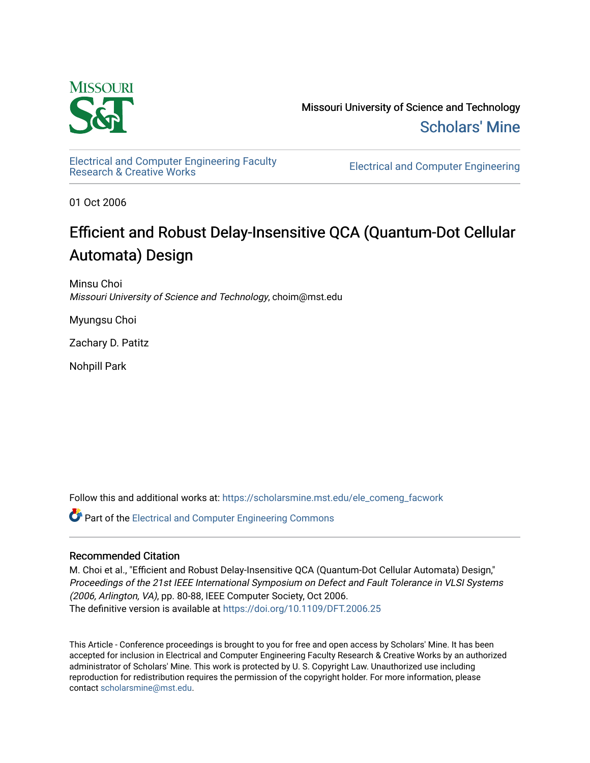Missouri University of Science and Technology

Scholars' Mine

Electrical and Computer Engineering Faculty Research & Creative Works

Electrical and Computer Engineering

01 Oct 2006

# Efficient and Robust Delay-Insensitive QCA (Quantum-Dot Cellular Automata) Design

Minsu Choi
*Missouri University of Science and Technology*, choim@mst.edu

Myungsu Choi

Zachary D. Patitz

Nohpill Park

Follow this and additional works at: https://scholarsmine.mst.edu/ele_comeng_facwork

Part of the Electrical and Computer Engineering Commons

## Recommended Citation

M. Choi et al., "Efficient and Robust Delay-Insensitive QCA (Quantum-Dot Cellular Automata) Design," *Proceedings of the 21st IEEE International Symposium on Defect and Fault Tolerance in VLSI Systems (2006, Arlington, VA)*, pp. 80-88, IEEE Computer Society, Oct 2006.
The definitive version is available at https://doi.org/10.1109/DFT.2006.25

This Article - Conference proceedings is brought to you for free and open access by Scholars' Mine. It has been accepted for inclusion in Electrical and Computer Engineering Faculty Research & Creative Works by an authorized administrator of Scholars' Mine. This work is protected by U. S. Copyright Law. Unauthorized use including reproduction for redistribution requires the permission of the copyright holder. For more information, please contact scholarsmine@mst.edu.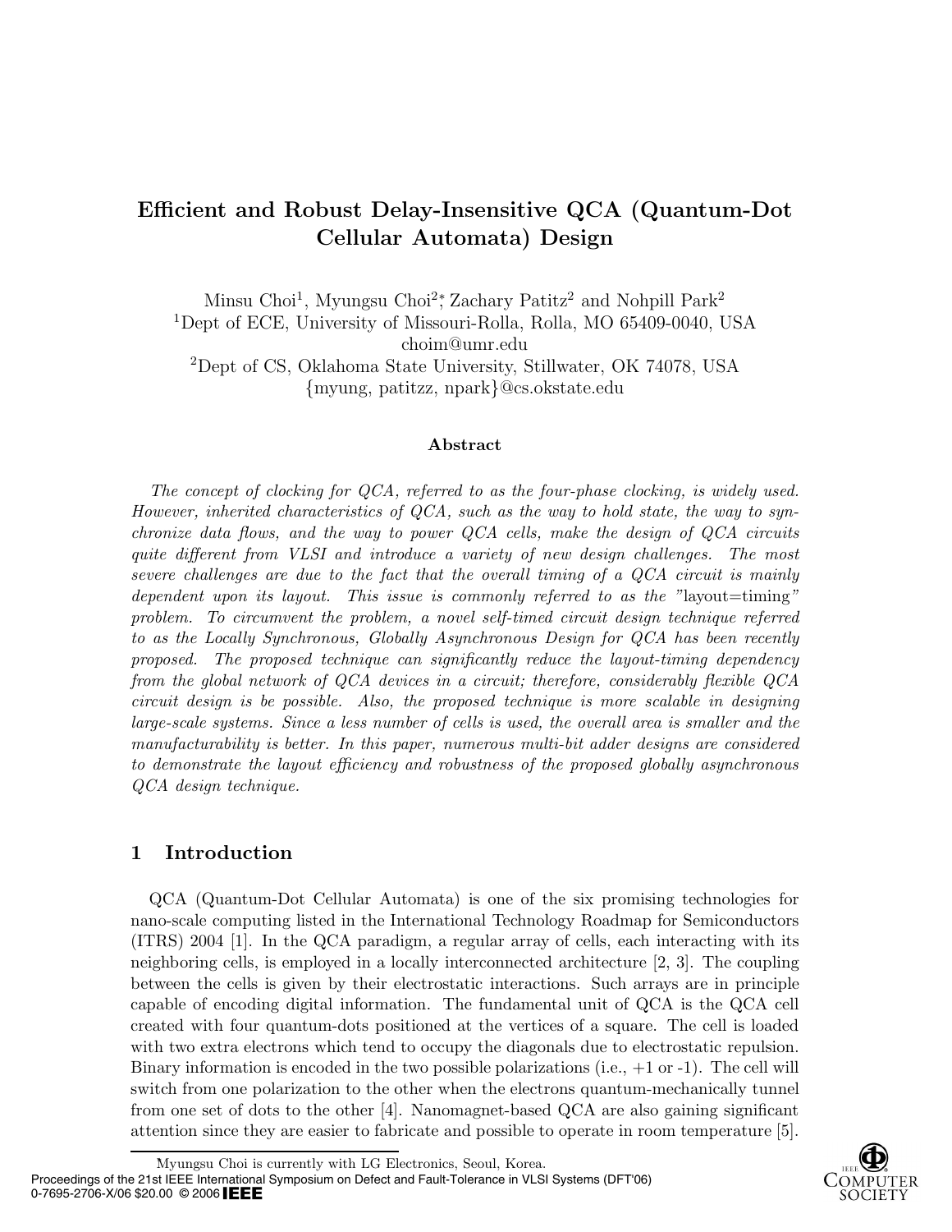# Efficient and Robust Delay-Insensitive QCA (Quantum-Dot Cellular Automata) Design

Minsu Choi[1], Myungsu Choi[2]*, Zachary Patitz[2] and Nohpill Park[2]

[1]Dept of ECE, University of Missouri-Rolla, Rolla, MO 65409-0040, USA
choim@umr.edu

[2]Dept of CS, Oklahoma State University, Stillwater, OK 74078, USA
{myung, patitzz, npark}@cs.okstate.edu

### Abstract

*The concept of clocking for QCA, referred to as the four-phase clocking, is widely used. However, inherited characteristics of QCA, such as the way to hold state, the way to synchronize data flows, and the way to power QCA cells, make the design of QCA circuits quite different from VLSI and introduce a variety of new design challenges. The most severe challenges are due to the fact that the overall timing of a QCA circuit is mainly dependent upon its layout. This issue is commonly referred to as the "*layout=timing*" problem. To circumvent the problem, a novel self-timed circuit design technique referred to as the Locally Synchronous, Globally Asynchronous Design for QCA has been recently proposed. The proposed technique can significantly reduce the layout-timing dependency from the global network of QCA devices in a circuit; therefore, considerably flexible QCA circuit design is be possible. Also, the proposed technique is more scalable in designing large-scale systems. Since a less number of cells is used, the overall area is smaller and the manufacturability is better. In this paper, numerous multi-bit adder designs are considered to demonstrate the layout efficiency and robustness of the proposed globally asynchronous QCA design technique.*

## 1 Introduction

QCA (Quantum-Dot Cellular Automata) is one of the six promising technologies for nano-scale computing listed in the International Technology Roadmap for Semiconductors (ITRS) 2004 [1]. In the QCA paradigm, a regular array of cells, each interacting with its neighboring cells, is employed in a locally interconnected architecture [2, 3]. The coupling between the cells is given by their electrostatic interactions. Such arrays are in principle capable of encoding digital information. The fundamental unit of QCA is the QCA cell created with four quantum-dots positioned at the vertices of a square. The cell is loaded with two extra electrons which tend to occupy the diagonals due to electrostatic repulsion. Binary information is encoded in the two possible polarizations (i.e., +1 or -1). The cell will switch from one polarization to the other when the electrons quantum-mechanically tunnel from one set of dots to the other [4]. Nanomagnet-based QCA are also gaining significant attention since they are easier to fabricate and possible to operate in room temperature [5].

*Myungsu Choi is currently with LG Electronics, Seoul, Korea.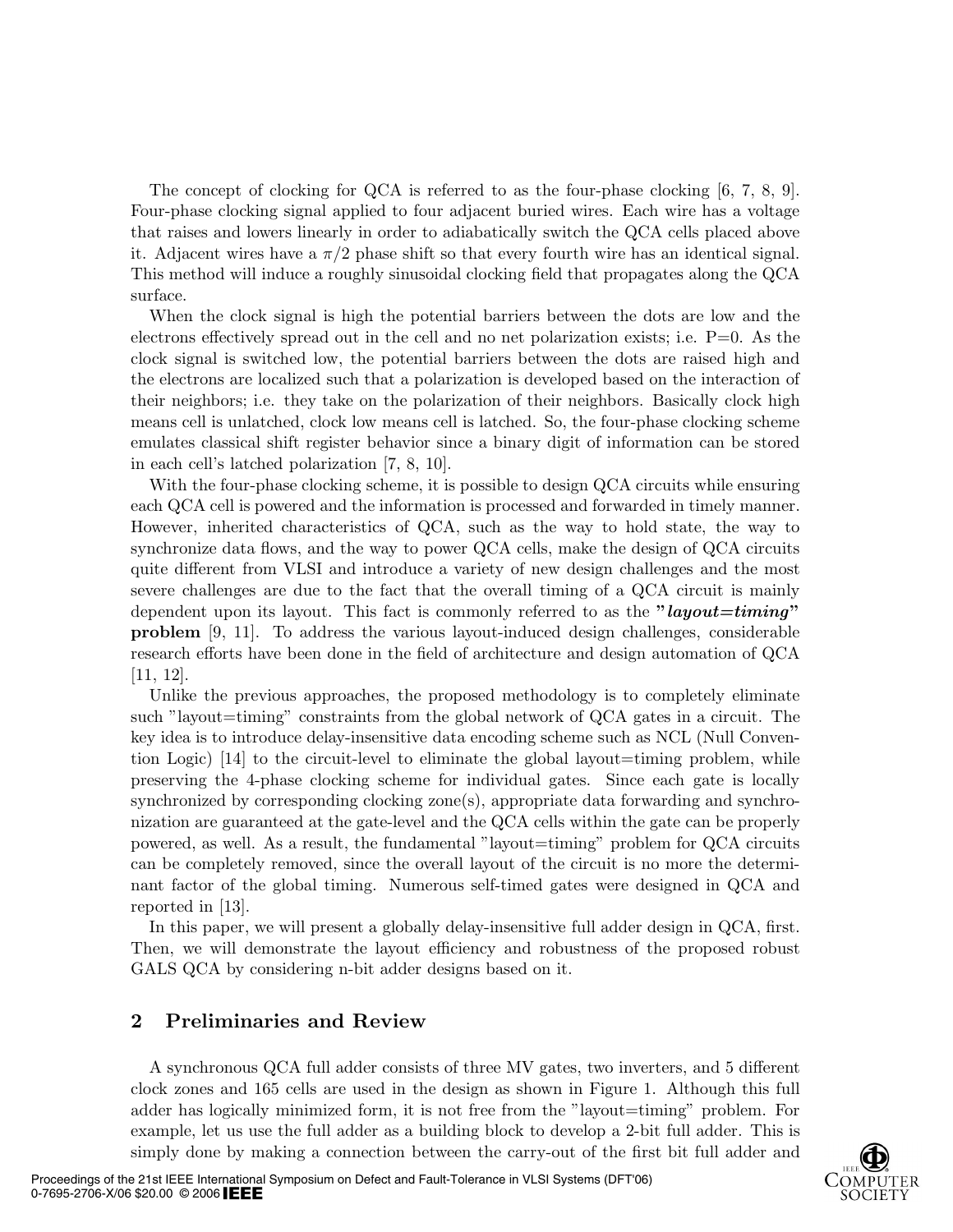The concept of clocking for QCA is referred to as the four-phase clocking [6, 7, 8, 9]. Four-phase clocking signal applied to four adjacent buried wires. Each wire has a voltage that raises and lowers linearly in order to adiabatically switch the QCA cells placed above it. Adjacent wires have a $\pi/2$ phase shift so that every fourth wire has an identical signal. This method will induce a roughly sinusoidal clocking field that propagates along the QCA surface.

When the clock signal is high the potential barriers between the dots are low and the electrons effectively spread out in the cell and no net polarization exists; i.e. P=0. As the clock signal is switched low, the potential barriers between the dots are raised high and the electrons are localized such that a polarization is developed based on the interaction of their neighbors; i.e. they take on the polarization of their neighbors. Basically clock high means cell is unlatched, clock low means cell is latched. So, the four-phase clocking scheme emulates classical shift register behavior since a binary digit of information can be stored in each cell's latched polarization [7, 8, 10].

With the four-phase clocking scheme, it is possible to design QCA circuits while ensuring each QCA cell is powered and the information is processed and forwarded in timely manner. However, inherited characteristics of QCA, such as the way to hold state, the way to synchronize data flows, and the way to power QCA cells, make the design of QCA circuits quite different from VLSI and introduce a variety of new design challenges and the most severe challenges are due to the fact that the overall timing of a QCA circuit is mainly dependent upon its layout. This fact is commonly referred to as the **"*layout=timing*" problem** [9, 11]. To address the various layout-induced design challenges, considerable research efforts have been done in the field of architecture and design automation of QCA [11, 12].

Unlike the previous approaches, the proposed methodology is to completely eliminate such "layout=timing" constraints from the global network of QCA gates in a circuit. The key idea is to introduce delay-insensitive data encoding scheme such as NCL (Null Convention Logic) [14] to the circuit-level to eliminate the global layout=timing problem, while preserving the 4-phase clocking scheme for individual gates. Since each gate is locally synchronized by corresponding clocking zone(s), appropriate data forwarding and synchronization are guaranteed at the gate-level and the QCA cells within the gate can be properly powered, as well. As a result, the fundamental "layout=timing" problem for QCA circuits can be completely removed, since the overall layout of the circuit is no more the determinant factor of the global timing. Numerous self-timed gates were designed in QCA and reported in [13].

In this paper, we will present a globally delay-insensitive full adder design in QCA, first. Then, we will demonstrate the layout efficiency and robustness of the proposed robust GALS QCA by considering n-bit adder designs based on it.

## 2 Preliminaries and Review

A synchronous QCA full adder consists of three MV gates, two inverters, and 5 different clock zones and 165 cells are used in the design as shown in Figure 1. Although this full adder has logically minimized form, it is not free from the "layout=timing" problem. For example, let us use the full adder as a building block to develop a 2-bit full adder. This is simply done by making a connection between the carry-out of the first bit full adder and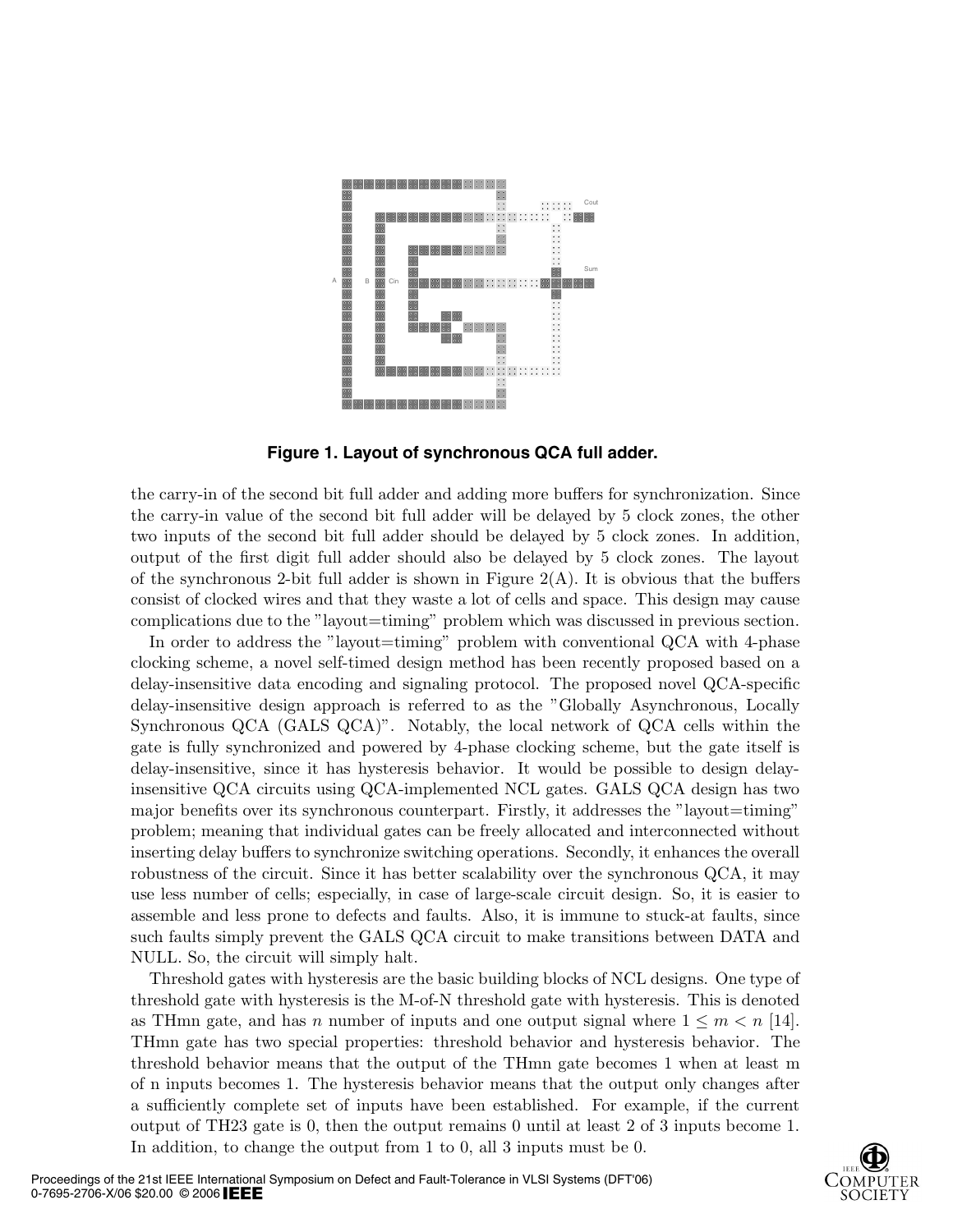Cout

Sum

A B Cin

**Figure 1. Layout of synchronous QCA full adder.**

the carry-in of the second bit full adder and adding more buffers for synchronization. Since the carry-in value of the second bit full adder will be delayed by 5 clock zones, the other two inputs of the second bit full adder should be delayed by 5 clock zones. In addition, output of the first digit full adder should also be delayed by 5 clock zones. The layout of the synchronous 2-bit full adder is shown in Figure 2(A). It is obvious that the buffers consist of clocked wires and that they waste a lot of cells and space. This design may cause complications due to the "layout=timing" problem which was discussed in previous section.

In order to address the "layout=timing" problem with conventional QCA with 4-phase clocking scheme, a novel self-timed design method has been recently proposed based on a delay-insensitive data encoding and signaling protocol. The proposed novel QCA-specific delay-insensitive design approach is referred to as the "Globally Asynchronous, Locally Synchronous QCA (GALS QCA)". Notably, the local network of QCA cells within the gate is fully synchronized and powered by 4-phase clocking scheme, but the gate itself is delay-insensitive, since it has hysteresis behavior. It would be possible to design delay-insensitive QCA circuits using QCA-implemented NCL gates. GALS QCA design has two major benefits over its synchronous counterpart. Firstly, it addresses the "layout=timing" problem; meaning that individual gates can be freely allocated and interconnected without inserting delay buffers to synchronize switching operations. Secondly, it enhances the overall robustness of the circuit. Since it has better scalability over the synchronous QCA, it may use less number of cells; especially, in case of large-scale circuit design. So, it is easier to assemble and less prone to defects and faults. Also, it is immune to stuck-at faults, since such faults simply prevent the GALS QCA circuit to make transitions between DATA and NULL. So, the circuit will simply halt.

Threshold gates with hysteresis are the basic building blocks of NCL designs. One type of threshold gate with hysteresis is the M-of-N threshold gate with hysteresis. This is denoted as THmn gate, and has $n$ number of inputs and one output signal where $1 \leq m < n$ [14]. THmn gate has two special properties: threshold behavior and hysteresis behavior. The threshold behavior means that the output of the THmn gate becomes 1 when at least m of n inputs becomes 1. The hysteresis behavior means that the output only changes after a sufficiently complete set of inputs have been established. For example, if the current output of TH23 gate is 0, then the output remains 0 until at least 2 of 3 inputs become 1. In addition, to change the output from 1 to 0, all 3 inputs must be 0.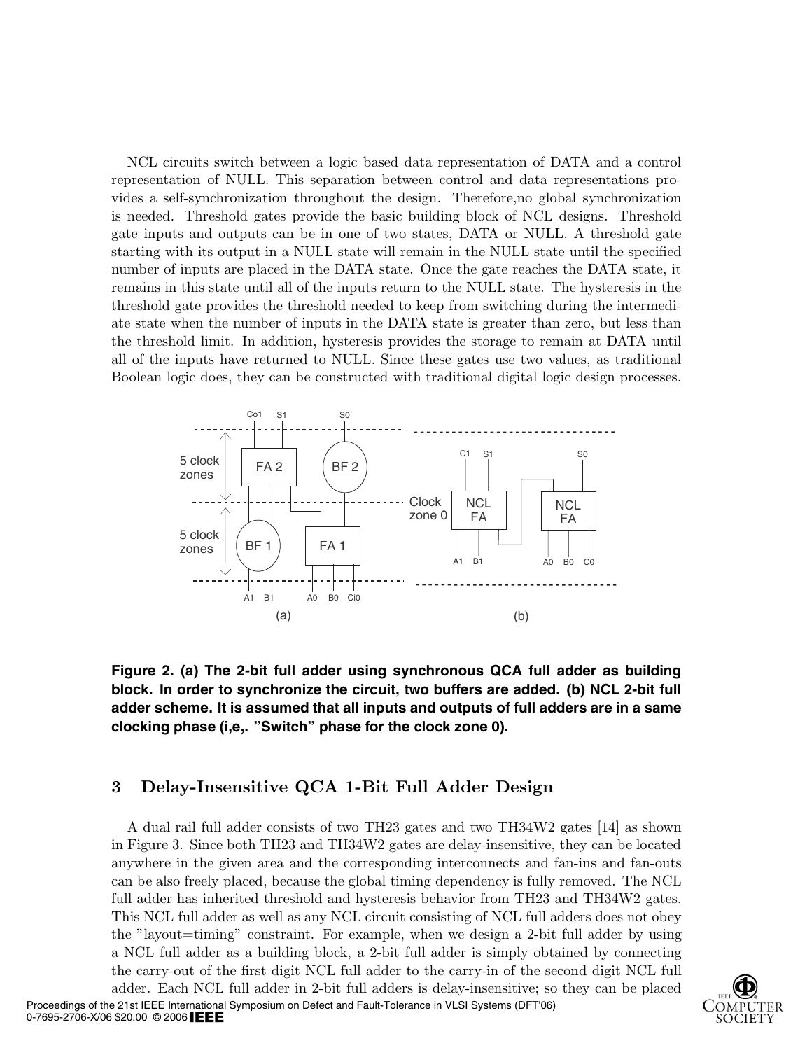NCL circuits switch between a logic based data representation of DATA and a control representation of NULL. This separation between control and data representations provides a self-synchronization throughout the design. Therefore,no global synchronization is needed. Threshold gates provide the basic building block of NCL designs. Threshold gate inputs and outputs can be in one of two states, DATA or NULL. A threshold gate starting with its output in a NULL state will remain in the NULL state until the specified number of inputs are placed in the DATA state. Once the gate reaches the DATA state, it remains in this state until all of the inputs return to the NULL state. The hysteresis in the threshold gate provides the threshold needed to keep from switching during the intermediate state when the number of inputs in the DATA state is greater than zero, but less than the threshold limit. In addition, hysteresis provides the storage to remain at DATA until all of the inputs have returned to NULL. Since these gates use two values, as traditional Boolean logic does, they can be constructed with traditional digital logic design processes.

**Figure 2. (a) The 2-bit full adder using synchronous QCA full adder as building block. In order to synchronize the circuit, two buffers are added. (b) NCL 2-bit full adder scheme. It is assumed that all inputs and outputs of full adders are in a same clocking phase (i,e,. "Switch" phase for the clock zone 0).**

## 3 Delay-Insensitive QCA 1-Bit Full Adder Design

A dual rail full adder consists of two TH23 gates and two TH34W2 gates [14] as shown in Figure 3. Since both TH23 and TH34W2 gates are delay-insensitive, they can be located anywhere in the given area and the corresponding interconnects and fan-ins and fan-outs can be also freely placed, because the global timing dependency is fully removed. The NCL full adder has inherited threshold and hysteresis behavior from TH23 and TH34W2 gates. This NCL full adder as well as any NCL circuit consisting of NCL full adders does not obey the "layout=timing" constraint. For example, when we design a 2-bit full adder by using a NCL full adder as a building block, a 2-bit full adder is simply obtained by connecting the carry-out of the first digit NCL full adder to the carry-in of the second digit NCL full adder. Each NCL full adder in 2-bit full adders is delay-insensitive; so they can be placed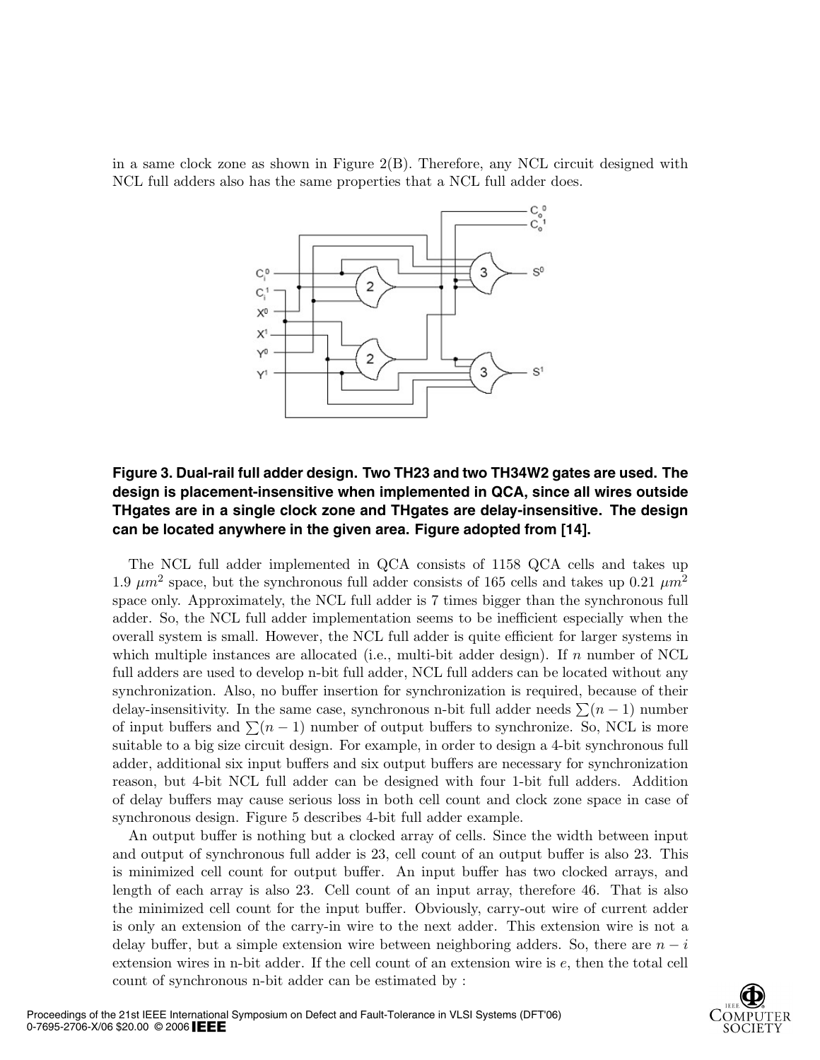in a same clock zone as shown in Figure 2(B). Therefore, any NCL circuit designed with NCL full adders also has the same properties that a NCL full adder does.

**Figure 3. Dual-rail full adder design. Two TH23 and two TH34W2 gates are used. The design is placement-insensitive when implemented in QCA, since all wires outside THgates are in a single clock zone and THgates are delay-insensitive. The design can be located anywhere in the given area. Figure adopted from [14].**

The NCL full adder implemented in QCA consists of 1158 QCA cells and takes up 1.9 $\mu m^2$ space, but the synchronous full adder consists of 165 cells and takes up 0.21 $\mu m^2$ space only. Approximately, the NCL full adder is 7 times bigger than the synchronous full adder. So, the NCL full adder implementation seems to be inefficient especially when the overall system is small. However, the NCL full adder is quite efficient for larger systems in which multiple instances are allocated (i.e., multi-bit adder design). If $n$ number of NCL full adders are used to develop n-bit full adder, NCL full adders can be located without any synchronization. Also, no buffer insertion for synchronization is required, because of their delay-insensitivity. In the same case, synchronous n-bit full adder needs $\sum(n-1)$ number of input buffers and $\sum(n-1)$ number of output buffers to synchronize. So, NCL is more suitable to a big size circuit design. For example, in order to design a 4-bit synchronous full adder, additional six input buffers and six output buffers are necessary for synchronization reason, but 4-bit NCL full adder can be designed with four 1-bit full adders. Addition of delay buffers may cause serious loss in both cell count and clock zone space in case of synchronous design. Figure 5 describes 4-bit full adder example.

An output buffer is nothing but a clocked array of cells. Since the width between input and output of synchronous full adder is 23, cell count of an output buffer is also 23. This is minimized cell count for output buffer. An input buffer has two clocked arrays, and length of each array is also 23. Cell count of an input array, therefore 46. That is also the minimized cell count for the input buffer. Obviously, carry-out wire of current adder is only an extension of the carry-in wire to the next adder. This extension wire is not a delay buffer, but a simple extension wire between neighboring adders. So, there are $n-i$ extension wires in n-bit adder. If the cell count of an extension wire is $e$, then the total cell count of synchronous n-bit adder can be estimated by :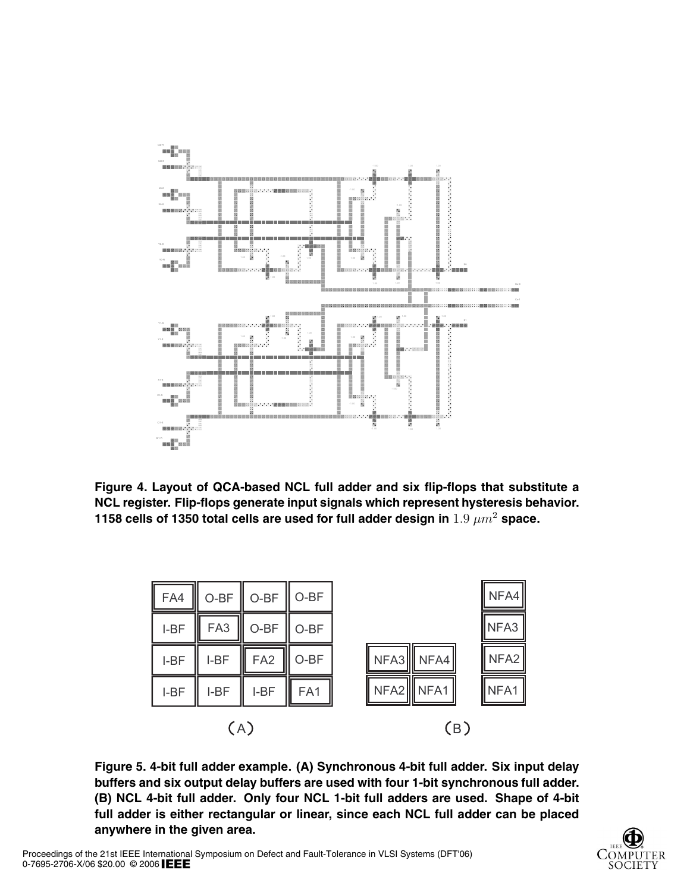**Figure 4. Layout of QCA-based NCL full adder and six flip-flops that substitute a NCL register. Flip-flops generate input signals which represent hysteresis behavior. 1158 cells of 1350 total cells are used for full adder design in $1.9\ \mu m^2$ space.**

**Figure 5. 4-bit full adder example. (A) Synchronous 4-bit full adder. Six input delay buffers and six output delay buffers are used with four 1-bit synchronous full adder. (B) NCL 4-bit full adder. Only four NCL 1-bit full adders are used. Shape of 4-bit full adder is either rectangular or linear, since each NCL full adder can be placed anywhere in the given area.**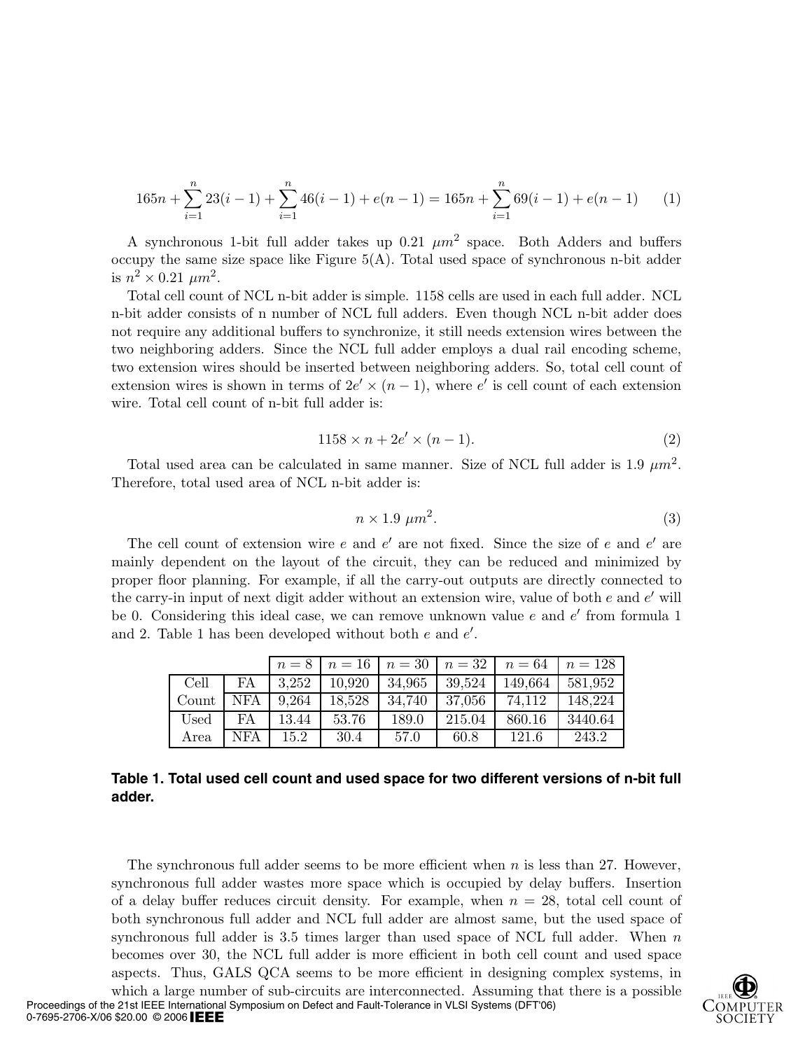$$165n + \sum_{i=1}^{n} 23(i-1) + \sum_{i=1}^{n} 46(i-1) + e(n-1) = 165n + \sum_{i=1}^{n} 69(i-1) + e(n-1) \quad (1)$$

A synchronous 1-bit full adder takes up 0.21 $\mu m^2$ space. Both Adders and buffers occupy the same size space like Figure 5(A). Total used space of synchronous n-bit adder is $n^2 \times 0.21$ $\mu m^2$.

Total cell count of NCL n-bit adder is simple. 1158 cells are used in each full adder. NCL n-bit adder consists of n number of NCL full adders. Even though NCL n-bit adder does not require any additional buffers to synchronize, it still needs extension wires between the two neighboring adders. Since the NCL full adder employs a dual rail encoding scheme, two extension wires should be inserted between neighboring adders. So, total cell count of extension wires is shown in terms of $2e' \times (n-1)$, where $e'$ is cell count of each extension wire. Total cell count of n-bit full adder is:

$$1158 \times n + 2e' \times (n-1). \quad (2)$$

Total used area can be calculated in same manner. Size of NCL full adder is 1.9 $\mu m^2$. Therefore, total used area of NCL n-bit adder is:

$$n \times 1.9 \ \mu m^2. \quad (3)$$

The cell count of extension wire $e$ and $e'$ are not fixed. Since the size of $e$ and $e'$ are mainly dependent on the layout of the circuit, they can be reduced and minimized by proper floor planning. For example, if all the carry-out outputs are directly connected to the carry-in input of next digit adder without an extension wire, value of both $e$ and $e'$ will be 0. Considering this ideal case, we can remove unknown value $e$ and $e'$ from formula 1 and 2. Table 1 has been developed without both $e$ and $e'$.

| | | $n = 8$ | $n = 16$ | $n = 30$ | $n = 32$ | $n = 64$ | $n = 128$ |
|---|---|---|---|---|---|---|---|
| Cell Count | FA | 3,252 | 10,920 | 34,965 | 39,524 | 149,664 | 581,952 |
| | NFA | 9,264 | 18,528 | 34,740 | 37,056 | 74,112 | 148,224 |
| Used Area | FA | 13.44 | 53.76 | 189.0 | 215.04 | 860.16 | 3440.64 |
| | NFA | 15.2 | 30.4 | 57.0 | 60.8 | 121.6 | 243.2 |

**Table 1. Total used cell count and used space for two different versions of n-bit full adder.**

The synchronous full adder seems to be more efficient when $n$ is less than 27. However, synchronous full adder wastes more space which is occupied by delay buffers. Insertion of a delay buffer reduces circuit density. For example, when $n = 28$, total cell count of both synchronous full adder and NCL full adder are almost same, but the used space of synchronous full adder is 3.5 times larger than used space of NCL full adder. When $n$ becomes over 30, the NCL full adder is more efficient in both cell count and used space aspects. Thus, GALS QCA seems to be more efficient in designing complex systems, in which a large number of sub-circuits are interconnected. Assuming that there is a possible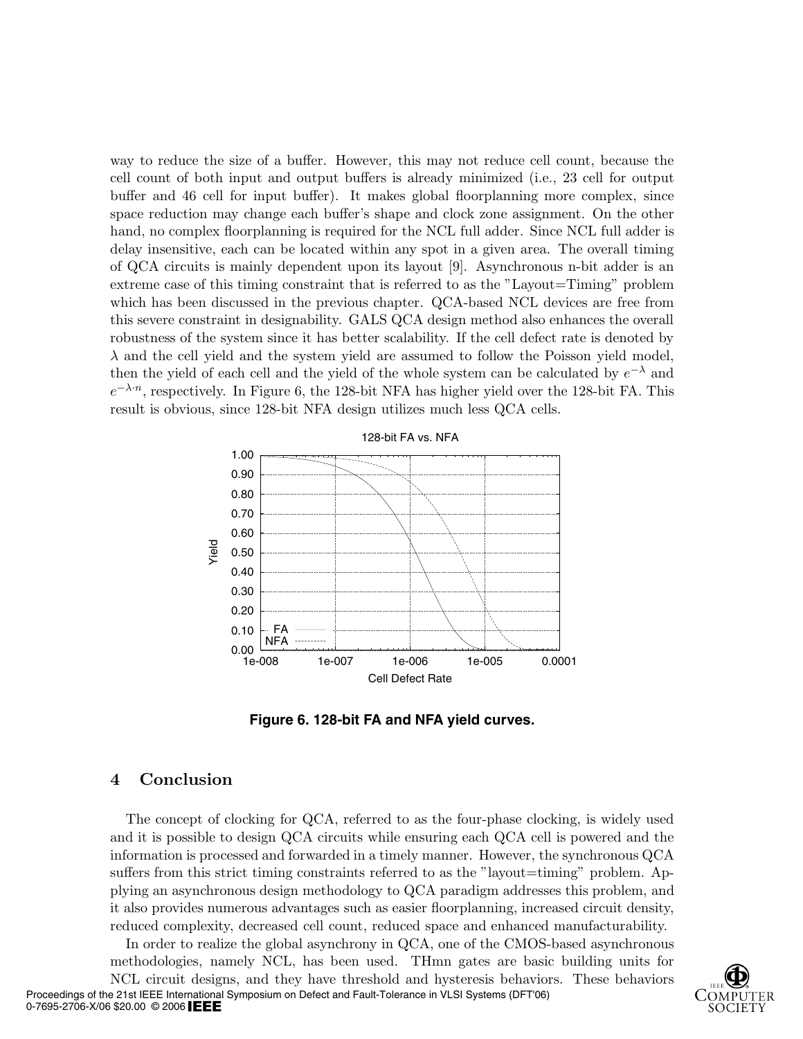way to reduce the size of a buffer. However, this may not reduce cell count, because the cell count of both input and output buffers is already minimized (i.e., 23 cell for output buffer and 46 cell for input buffer). It makes global floorplanning more complex, since space reduction may change each buffer's shape and clock zone assignment. On the other hand, no complex floorplanning is required for the NCL full adder. Since NCL full adder is delay insensitive, each can be located within any spot in a given area. The overall timing of QCA circuits is mainly dependent upon its layout [9]. Asynchronous n-bit adder is an extreme case of this timing constraint that is referred to as the "Layout=Timing" problem which has been discussed in the previous chapter. QCA-based NCL devices are free from this severe constraint in designability. GALS QCA design method also enhances the overall robustness of the system since it has better scalability. If the cell defect rate is denoted by $\lambda$ and the cell yield and the system yield are assumed to follow the Poisson yield model, then the yield of each cell and the yield of the whole system can be calculated by $e^{-\lambda}$ and $e^{-\lambda \cdot n}$, respectively. In Figure 6, the 128-bit NFA has higher yield over the 128-bit FA. This result is obvious, since 128-bit NFA design utilizes much less QCA cells.

**Figure 6. 128-bit FA and NFA yield curves.**

## 4 Conclusion

The concept of clocking for QCA, referred to as the four-phase clocking, is widely used and it is possible to design QCA circuits while ensuring each QCA cell is powered and the information is processed and forwarded in a timely manner. However, the synchronous QCA suffers from this strict timing constraints referred to as the "layout=timing" problem. Applying an asynchronous design methodology to QCA paradigm addresses this problem, and it also provides numerous advantages such as easier floorplanning, increased circuit density, reduced complexity, decreased cell count, reduced space and enhanced manufacturability.

In order to realize the global asynchrony in QCA, one of the CMOS-based asynchronous methodologies, namely NCL, has been used. THmn gates are basic building units for NCL circuit designs, and they have threshold and hysteresis behaviors. These behaviors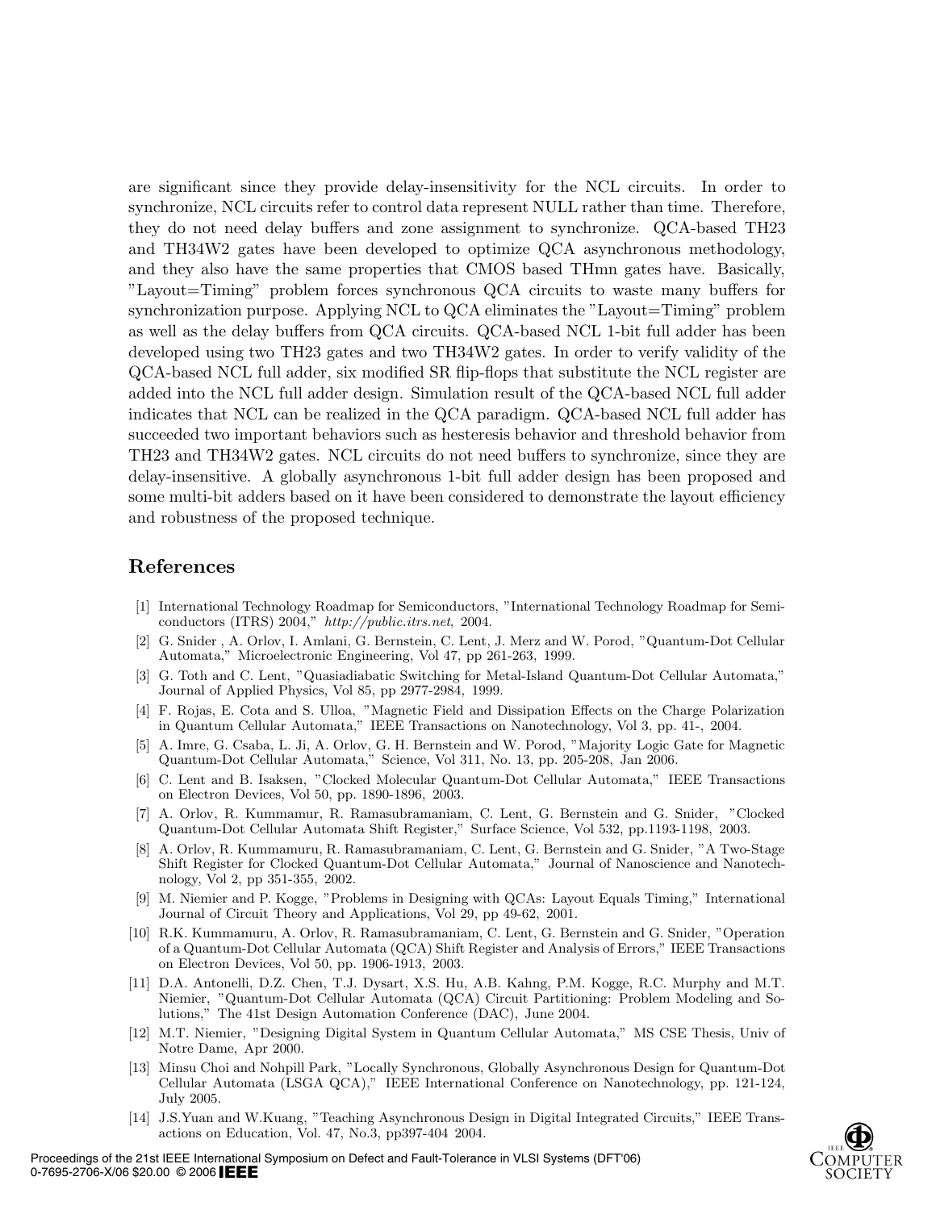are significant since they provide delay-insensitivity for the NCL circuits. In order to synchronize, NCL circuits refer to control data represent NULL rather than time. Therefore, they do not need delay buffers and zone assignment to synchronize. QCA-based TH23 and TH34W2 gates have been developed to optimize QCA asynchronous methodology, and they also have the same properties that CMOS based THmn gates have. Basically, "Layout=Timing" problem forces synchronous QCA circuits to waste many buffers for synchronization purpose. Applying NCL to QCA eliminates the "Layout=Timing" problem as well as the delay buffers from QCA circuits. QCA-based NCL 1-bit full adder has been developed using two TH23 gates and two TH34W2 gates. In order to verify validity of the QCA-based NCL full adder, six modified SR flip-flops that substitute the NCL register are added into the NCL full adder design. Simulation result of the QCA-based NCL full adder indicates that NCL can be realized in the QCA paradigm. QCA-based NCL full adder has succeeded two important behaviors such as hesteresis behavior and threshold behavior from TH23 and TH34W2 gates. NCL circuits do not need buffers to synchronize, since they are delay-insensitive. A globally asynchronous 1-bit full adder design has been proposed and some multi-bit adders based on it have been considered to demonstrate the layout efficiency and robustness of the proposed technique.

## References

[1] International Technology Roadmap for Semiconductors, "International Technology Roadmap for Semiconductors (ITRS) 2004," *http://public.itrs.net*, 2004.

[2] G. Snider , A. Orlov, I. Amlani, G. Bernstein, C. Lent, J. Merz and W. Porod, "Quantum-Dot Cellular Automata," Microelectronic Engineering, Vol 47, pp 261-263, 1999.

[3] G. Toth and C. Lent, "Quasiadiabatic Switching for Metal-Island Quantum-Dot Cellular Automata," Journal of Applied Physics, Vol 85, pp 2977-2984, 1999.

[4] F. Rojas, E. Cota and S. Ulloa, "Magnetic Field and Dissipation Effects on the Charge Polarization in Quantum Cellular Automata," IEEE Transactions on Nanotechnology, Vol 3, pp. 41-, 2004.

[5] A. Imre, G. Csaba, L. Ji, A. Orlov, G. H. Bernstein and W. Porod, "Majority Logic Gate for Magnetic Quantum-Dot Cellular Automata," Science, Vol 311, No. 13, pp. 205-208, Jan 2006.

[6] C. Lent and B. Isaksen, "Clocked Molecular Quantum-Dot Cellular Automata," IEEE Transactions on Electron Devices, Vol 50, pp. 1890-1896, 2003.

[7] A. Orlov, R. Kummamur, R. Ramasubramaniam, C. Lent, G. Bernstein and G. Snider, "Clocked Quantum-Dot Cellular Automata Shift Register," Surface Science, Vol 532, pp.1193-1198, 2003.

[8] A. Orlov, R. Kummamuru, R. Ramasubramaniam, C. Lent, G. Bernstein and G. Snider, "A Two-Stage Shift Register for Clocked Quantum-Dot Cellular Automata," Journal of Nanoscience and Nanotechnology, Vol 2, pp 351-355, 2002.

[9] M. Niemier and P. Kogge, "Problems in Designing with QCAs: Layout Equals Timing," International Journal of Circuit Theory and Applications, Vol 29, pp 49-62, 2001.

[10] R.K. Kummamuru, A. Orlov, R. Ramasubramaniam, C. Lent, G. Bernstein and G. Snider, "Operation of a Quantum-Dot Cellular Automata (QCA) Shift Register and Analysis of Errors," IEEE Transactions on Electron Devices, Vol 50, pp. 1906-1913, 2003.

[11] D.A. Antonelli, D.Z. Chen, T.J. Dysart, X.S. Hu, A.B. Kahng, P.M. Kogge, R.C. Murphy and M.T. Niemier, "Quantum-Dot Cellular Automata (QCA) Circuit Partitioning: Problem Modeling and Solutions," The 41st Design Automation Conference (DAC), June 2004.

[12] M.T. Niemier, "Designing Digital System in Quantum Cellular Automata," MS CSE Thesis, Univ of Notre Dame, Apr 2000.

[13] Minsu Choi and Nohpill Park, "Locally Synchronous, Globally Asynchronous Design for Quantum-Dot Cellular Automata (LSGA QCA)," IEEE International Conference on Nanotechnology, pp. 121-124, July 2005.

[14] J.S.Yuan and W.Kuang, "Teaching Asynchronous Design in Digital Integrated Circuits," IEEE Transactions on Education, Vol. 47, No.3, pp397-404 2004.